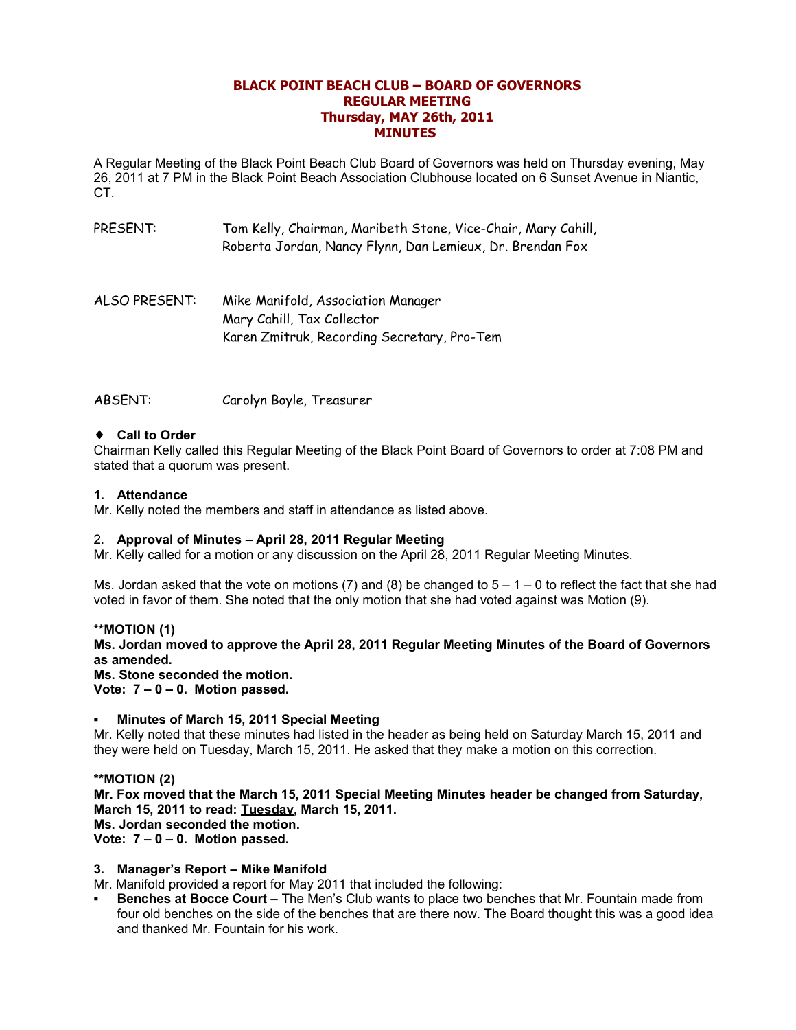# BLACK POINT BEACH CLUB – BOARD OF GOVERNORS
## REGULAR MEETING
## Thursday, MAY 26th, 2011
## MINUTES

A Regular Meeting of the Black Point Beach Club Board of Governors was held on Thursday evening, May 26, 2011 at 7 PM in the Black Point Beach Association Clubhouse located on 6 Sunset Avenue in Niantic, CT.

PRESENT: Tom Kelly, Chairman, Maribeth Stone, Vice-Chair, Mary Cahill, Roberta Jordan, Nancy Flynn, Dan Lemieux, Dr. Brendan Fox

ALSO PRESENT: Mike Manifold, Association Manager
Mary Cahill, Tax Collector
Karen Zmitruk, Recording Secretary, Pro-Tem

ABSENT: Carolyn Boyle, Treasurer

### ♦ Call to Order

Chairman Kelly called this Regular Meeting of the Black Point Board of Governors to order at 7:08 PM and stated that a quorum was present.

### 1. Attendance

Mr. Kelly noted the members and staff in attendance as listed above.

### 2. Approval of Minutes – April 28, 2011 Regular Meeting

Mr. Kelly called for a motion or any discussion on the April 28, 2011 Regular Meeting Minutes.

Ms. Jordan asked that the vote on motions (7) and (8) be changed to 5 – 1 – 0 to reflect the fact that she had voted in favor of them. She noted that the only motion that she had voted against was Motion (9).

**\*\*MOTION (1)**
**Ms. Jordan moved to approve the April 28, 2011 Regular Meeting Minutes of the Board of Governors as amended.**
**Ms. Stone seconded the motion.**
**Vote: 7 – 0 – 0. Motion passed.**

- **Minutes of March 15, 2011 Special Meeting**

Mr. Kelly noted that these minutes had listed in the header as being held on Saturday March 15, 2011 and they were held on Tuesday, March 15, 2011. He asked that they make a motion on this correction.

**\*\*MOTION (2)**
**Mr. Fox moved that the March 15, 2011 Special Meeting Minutes header be changed from Saturday, March 15, 2011 to read: <u>Tuesday</u>, March 15, 2011.**
**Ms. Jordan seconded the motion.**
**Vote: 7 – 0 – 0. Motion passed.**

### 3. Manager's Report – Mike Manifold

Mr. Manifold provided a report for May 2011 that included the following:

- **Benches at Bocce Court –** The Men's Club wants to place two benches that Mr. Fountain made from four old benches on the side of the benches that are there now. The Board thought this was a good idea and thanked Mr. Fountain for his work.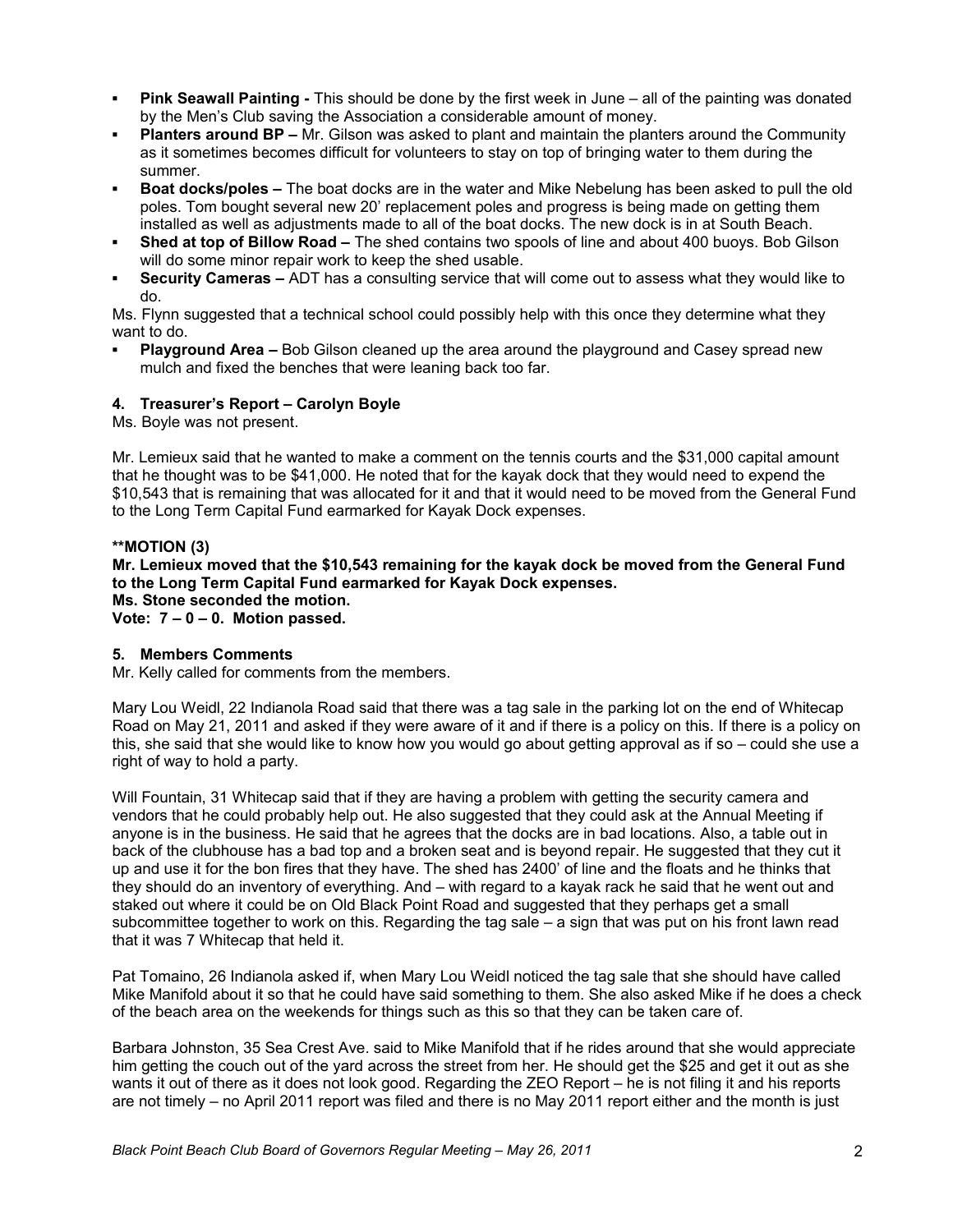- **Pink Seawall Painting -** This should be done by the first week in June – all of the painting was donated by the Men's Club saving the Association a considerable amount of money.
- **Planters around BP –** Mr. Gilson was asked to plant and maintain the planters around the Community as it sometimes becomes difficult for volunteers to stay on top of bringing water to them during the summer.
- **Boat docks/poles –** The boat docks are in the water and Mike Nebelung has been asked to pull the old poles. Tom bought several new 20' replacement poles and progress is being made on getting them installed as well as adjustments made to all of the boat docks. The new dock is in at South Beach.
- **Shed at top of Billow Road –** The shed contains two spools of line and about 400 buoys. Bob Gilson will do some minor repair work to keep the shed usable.
- **Security Cameras –** ADT has a consulting service that will come out to assess what they would like to do.

Ms. Flynn suggested that a technical school could possibly help with this once they determine what they want to do.

- **Playground Area –** Bob Gilson cleaned up the area around the playground and Casey spread new mulch and fixed the benches that were leaning back too far.

**4. Treasurer's Report – Carolyn Boyle**

Ms. Boyle was not present.

Mr. Lemieux said that he wanted to make a comment on the tennis courts and the $31,000 capital amount that he thought was to be $41,000. He noted that for the kayak dock that they would need to expend the $10,543 that is remaining that was allocated for it and that it would need to be moved from the General Fund to the Long Term Capital Fund earmarked for Kayak Dock expenses.

**\*\*MOTION (3)**
**Mr. Lemieux moved that the $10,543 remaining for the kayak dock be moved from the General Fund to the Long Term Capital Fund earmarked for Kayak Dock expenses.**
**Ms. Stone seconded the motion.**
**Vote: 7 – 0 – 0. Motion passed.**

**5. Members Comments**

Mr. Kelly called for comments from the members.

Mary Lou Weidl, 22 Indianola Road said that there was a tag sale in the parking lot on the end of Whitecap Road on May 21, 2011 and asked if they were aware of it and if there is a policy on this. If there is a policy on this, she said that she would like to know how you would go about getting approval as if so – could she use a right of way to hold a party.

Will Fountain, 31 Whitecap said that if they are having a problem with getting the security camera and vendors that he could probably help out. He also suggested that they could ask at the Annual Meeting if anyone is in the business. He said that he agrees that the docks are in bad locations. Also, a table out in back of the clubhouse has a bad top and a broken seat and is beyond repair. He suggested that they cut it up and use it for the bon fires that they have. The shed has 2400' of line and the floats and he thinks that they should do an inventory of everything. And – with regard to a kayak rack he said that he went out and staked out where it could be on Old Black Point Road and suggested that they perhaps get a small subcommittee together to work on this. Regarding the tag sale – a sign that was put on his front lawn read that it was 7 Whitecap that held it.

Pat Tomaino, 26 Indianola asked if, when Mary Lou Weidl noticed the tag sale that she should have called Mike Manifold about it so that he could have said something to them. She also asked Mike if he does a check of the beach area on the weekends for things such as this so that they can be taken care of.

Barbara Johnston, 35 Sea Crest Ave. said to Mike Manifold that if he rides around that she would appreciate him getting the couch out of the yard across the street from her. He should get the $25 and get it out as she wants it out of there as it does not look good. Regarding the ZEO Report – he is not filing it and his reports are not timely – no April 2011 report was filed and there is no May 2011 report either and the month is just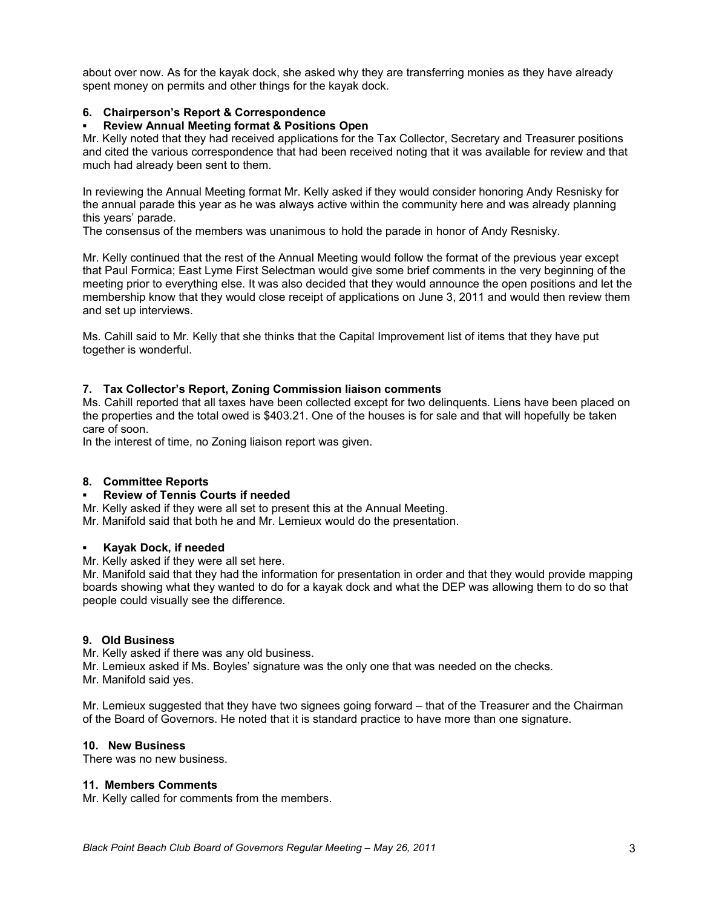about over now. As for the kayak dock, she asked why they are transferring monies as they have already spent money on permits and other things for the kayak dock.

### 6. Chairperson's Report & Correspondence

- **Review Annual Meeting format & Positions Open**

Mr. Kelly noted that they had received applications for the Tax Collector, Secretary and Treasurer positions and cited the various correspondence that had been received noting that it was available for review and that much had already been sent to them.

In reviewing the Annual Meeting format Mr. Kelly asked if they would consider honoring Andy Resnisky for the annual parade this year as he was always active within the community here and was already planning this years' parade.
The consensus of the members was unanimous to hold the parade in honor of Andy Resnisky.

Mr. Kelly continued that the rest of the Annual Meeting would follow the format of the previous year except that Paul Formica; East Lyme First Selectman would give some brief comments in the very beginning of the meeting prior to everything else. It was also decided that they would announce the open positions and let the membership know that they would close receipt of applications on June 3, 2011 and would then review them and set up interviews.

Ms. Cahill said to Mr. Kelly that she thinks that the Capital Improvement list of items that they have put together is wonderful.

### 7. Tax Collector's Report, Zoning Commission liaison comments

Ms. Cahill reported that all taxes have been collected except for two delinquents. Liens have been placed on the properties and the total owed is $403.21. One of the houses is for sale and that will hopefully be taken care of soon.
In the interest of time, no Zoning liaison report was given.

### 8. Committee Reports

- **Review of Tennis Courts if needed**

Mr. Kelly asked if they were all set to present this at the Annual Meeting.
Mr. Manifold said that both he and Mr. Lemieux would do the presentation.

- **Kayak Dock, if needed**

Mr. Kelly asked if they were all set here.
Mr. Manifold said that they had the information for presentation in order and that they would provide mapping boards showing what they wanted to do for a kayak dock and what the DEP was allowing them to do so that people could visually see the difference.

### 9. Old Business

Mr. Kelly asked if there was any old business.
Mr. Lemieux asked if Ms. Boyles' signature was the only one that was needed on the checks.
Mr. Manifold said yes.

Mr. Lemieux suggested that they have two signees going forward – that of the Treasurer and the Chairman of the Board of Governors. He noted that it is standard practice to have more than one signature.

### 10. New Business

There was no new business.

### 11. Members Comments

Mr. Kelly called for comments from the members.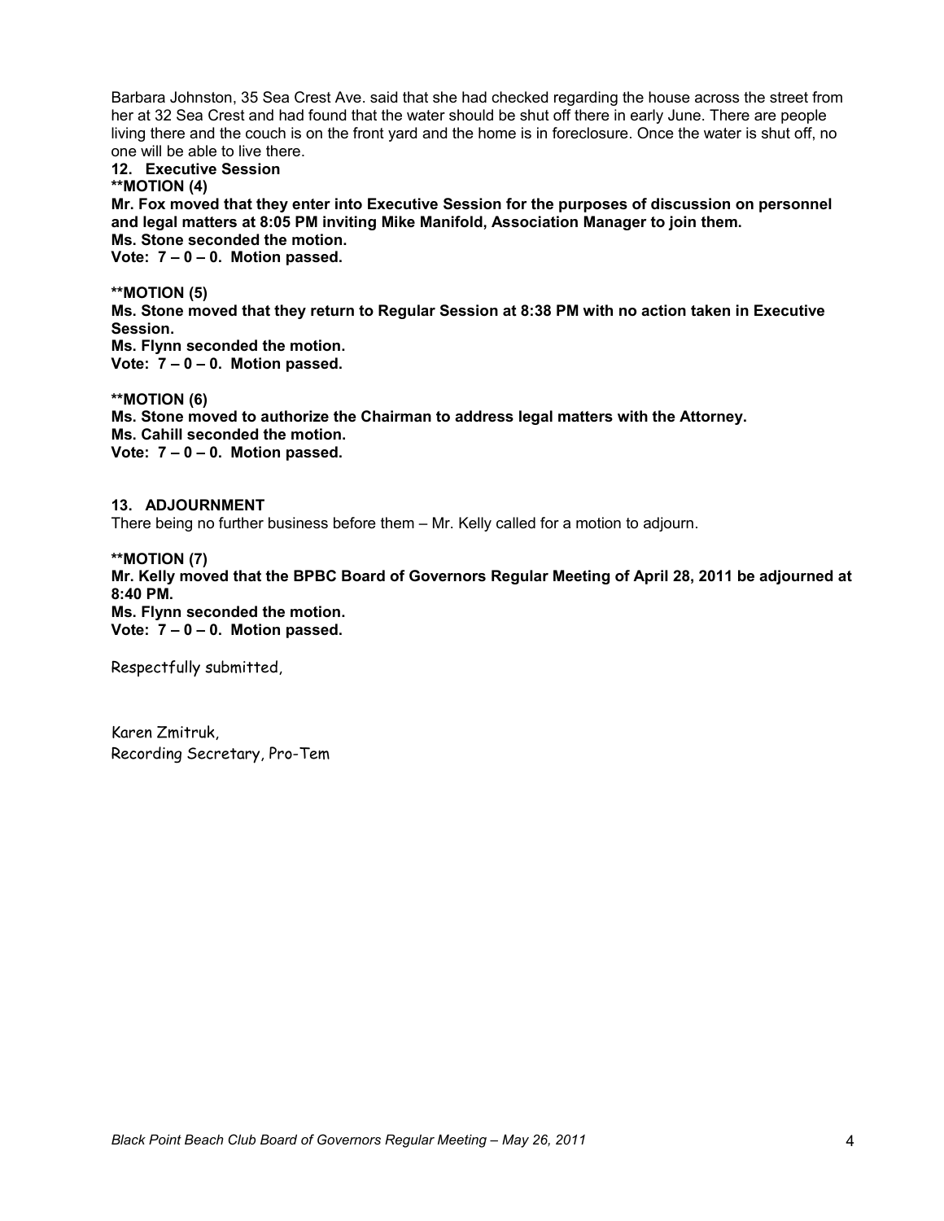Barbara Johnston, 35 Sea Crest Ave. said that she had checked regarding the house across the street from her at 32 Sea Crest and had found that the water should be shut off there in early June. There are people living there and the couch is on the front yard and the home is in foreclosure. Once the water is shut off, no one will be able to live there.

**12. Executive Session**

****MOTION (4)**

**Mr. Fox moved that they enter into Executive Session for the purposes of discussion on personnel and legal matters at 8:05 PM inviting Mike Manifold, Association Manager to join them.**

**Ms. Stone seconded the motion.**

**Vote: 7 – 0 – 0. Motion passed.**

****MOTION (5)**

**Ms. Stone moved that they return to Regular Session at 8:38 PM with no action taken in Executive Session.**

**Ms. Flynn seconded the motion.**

**Vote: 7 – 0 – 0. Motion passed.**

****MOTION (6)**

**Ms. Stone moved to authorize the Chairman to address legal matters with the Attorney.**

**Ms. Cahill seconded the motion.**

**Vote: 7 – 0 – 0. Motion passed.**

**13. ADJOURNMENT**

There being no further business before them – Mr. Kelly called for a motion to adjourn.

****MOTION (7)**

**Mr. Kelly moved that the BPBC Board of Governors Regular Meeting of April 28, 2011 be adjourned at 8:40 PM.**

**Ms. Flynn seconded the motion.**

**Vote: 7 – 0 – 0. Motion passed.**

Respectfully submitted,

Karen Zmitruk,
Recording Secretary, Pro-Tem